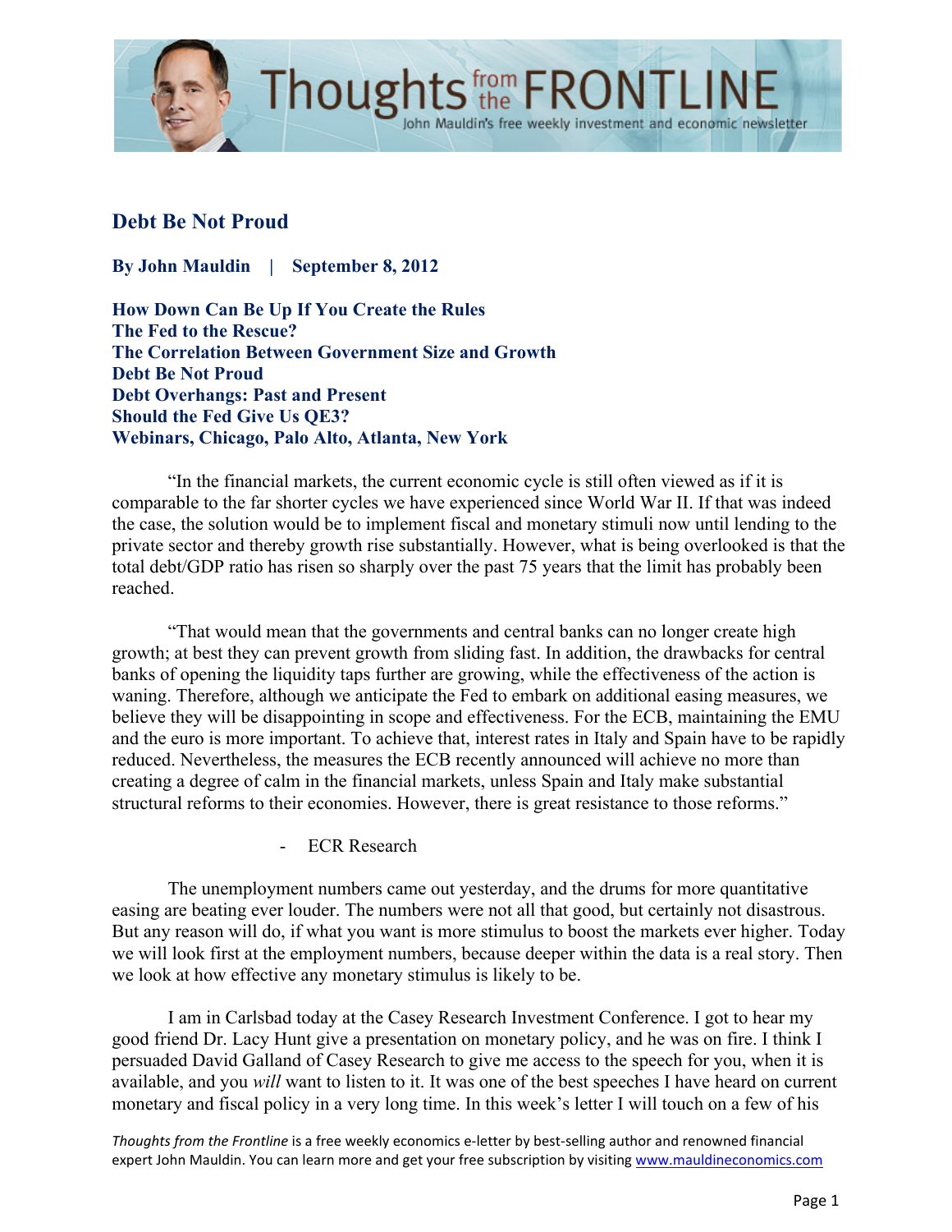# Debt Be Not Proud

**By John Mauldin | September 8, 2012**

**How Down Can Be Up If You Create the Rules**
**The Fed to the Rescue?**
**The Correlation Between Government Size and Growth**
**Debt Be Not Proud**
**Debt Overhangs: Past and Present**
**Should the Fed Give Us QE3?**
**Webinars, Chicago, Palo Alto, Atlanta, New York**

"In the financial markets, the current economic cycle is still often viewed as if it is comparable to the far shorter cycles we have experienced since World War II. If that was indeed the case, the solution would be to implement fiscal and monetary stimuli now until lending to the private sector and thereby growth rise substantially. However, what is being overlooked is that the total debt/GDP ratio has risen so sharply over the past 75 years that the limit has probably been reached.

"That would mean that the governments and central banks can no longer create high growth; at best they can prevent growth from sliding fast. In addition, the drawbacks for central banks of opening the liquidity taps further are growing, while the effectiveness of the action is waning. Therefore, although we anticipate the Fed to embark on additional easing measures, we believe they will be disappointing in scope and effectiveness. For the ECB, maintaining the EMU and the euro is more important. To achieve that, interest rates in Italy and Spain have to be rapidly reduced. Nevertheless, the measures the ECB recently announced will achieve no more than creating a degree of calm in the financial markets, unless Spain and Italy make substantial structural reforms to their economies. However, there is great resistance to those reforms."

- ECR Research

The unemployment numbers came out yesterday, and the drums for more quantitative easing are beating ever louder. The numbers were not all that good, but certainly not disastrous. But any reason will do, if what you want is more stimulus to boost the markets ever higher. Today we will look first at the employment numbers, because deeper within the data is a real story. Then we look at how effective any monetary stimulus is likely to be.

I am in Carlsbad today at the Casey Research Investment Conference. I got to hear my good friend Dr. Lacy Hunt give a presentation on monetary policy, and he was on fire. I think I persuaded David Galland of Casey Research to give me access to the speech for you, when it is available, and you *will* want to listen to it. It was one of the best speeches I have heard on current monetary and fiscal policy in a very long time. In this week's letter I will touch on a few of his

*Thoughts from the Frontline* is a free weekly economics e-letter by best-selling author and renowned financial expert John Mauldin. You can learn more and get your free subscription by visiting www.mauldineconomics.com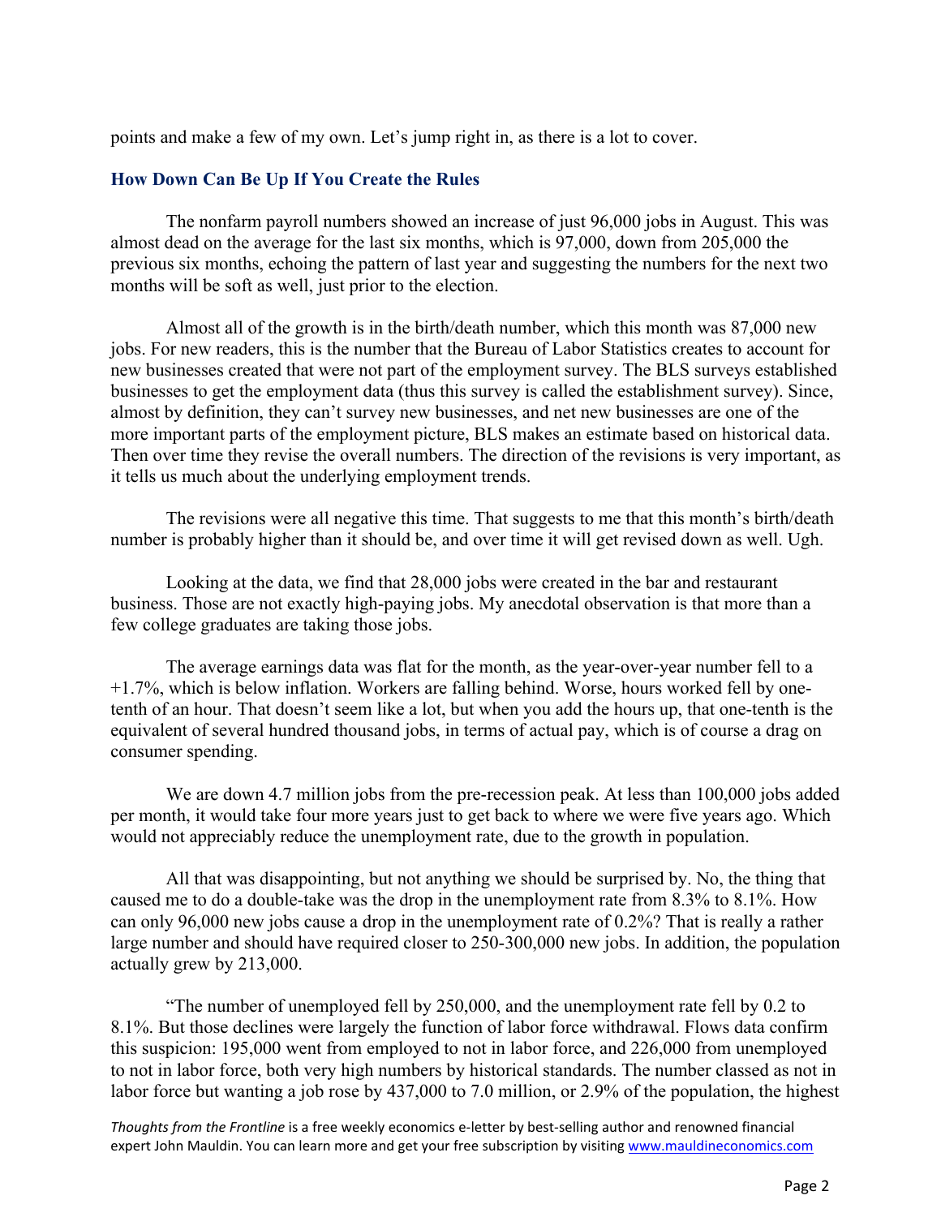points and make a few of my own. Let's jump right in, as there is a lot to cover.

## How Down Can Be Up If You Create the Rules

The nonfarm payroll numbers showed an increase of just 96,000 jobs in August. This was almost dead on the average for the last six months, which is 97,000, down from 205,000 the previous six months, echoing the pattern of last year and suggesting the numbers for the next two months will be soft as well, just prior to the election.

Almost all of the growth is in the birth/death number, which this month was 87,000 new jobs. For new readers, this is the number that the Bureau of Labor Statistics creates to account for new businesses created that were not part of the employment survey. The BLS surveys established businesses to get the employment data (thus this survey is called the establishment survey). Since, almost by definition, they can't survey new businesses, and net new businesses are one of the more important parts of the employment picture, BLS makes an estimate based on historical data. Then over time they revise the overall numbers. The direction of the revisions is very important, as it tells us much about the underlying employment trends.

The revisions were all negative this time. That suggests to me that this month's birth/death number is probably higher than it should be, and over time it will get revised down as well. Ugh.

Looking at the data, we find that 28,000 jobs were created in the bar and restaurant business. Those are not exactly high-paying jobs. My anecdotal observation is that more than a few college graduates are taking those jobs.

The average earnings data was flat for the month, as the year-over-year number fell to a +1.7%, which is below inflation. Workers are falling behind. Worse, hours worked fell by one-tenth of an hour. That doesn't seem like a lot, but when you add the hours up, that one-tenth is the equivalent of several hundred thousand jobs, in terms of actual pay, which is of course a drag on consumer spending.

We are down 4.7 million jobs from the pre-recession peak. At less than 100,000 jobs added per month, it would take four more years just to get back to where we were five years ago. Which would not appreciably reduce the unemployment rate, due to the growth in population.

All that was disappointing, but not anything we should be surprised by. No, the thing that caused me to do a double-take was the drop in the unemployment rate from 8.3% to 8.1%. How can only 96,000 new jobs cause a drop in the unemployment rate of 0.2%? That is really a rather large number and should have required closer to 250-300,000 new jobs. In addition, the population actually grew by 213,000.

"The number of unemployed fell by 250,000, and the unemployment rate fell by 0.2 to 8.1%. But those declines were largely the function of labor force withdrawal. Flows data confirm this suspicion: 195,000 went from employed to not in labor force, and 226,000 from unemployed to not in labor force, both very high numbers by historical standards. The number classed as not in labor force but wanting a job rose by 437,000 to 7.0 million, or 2.9% of the population, the highest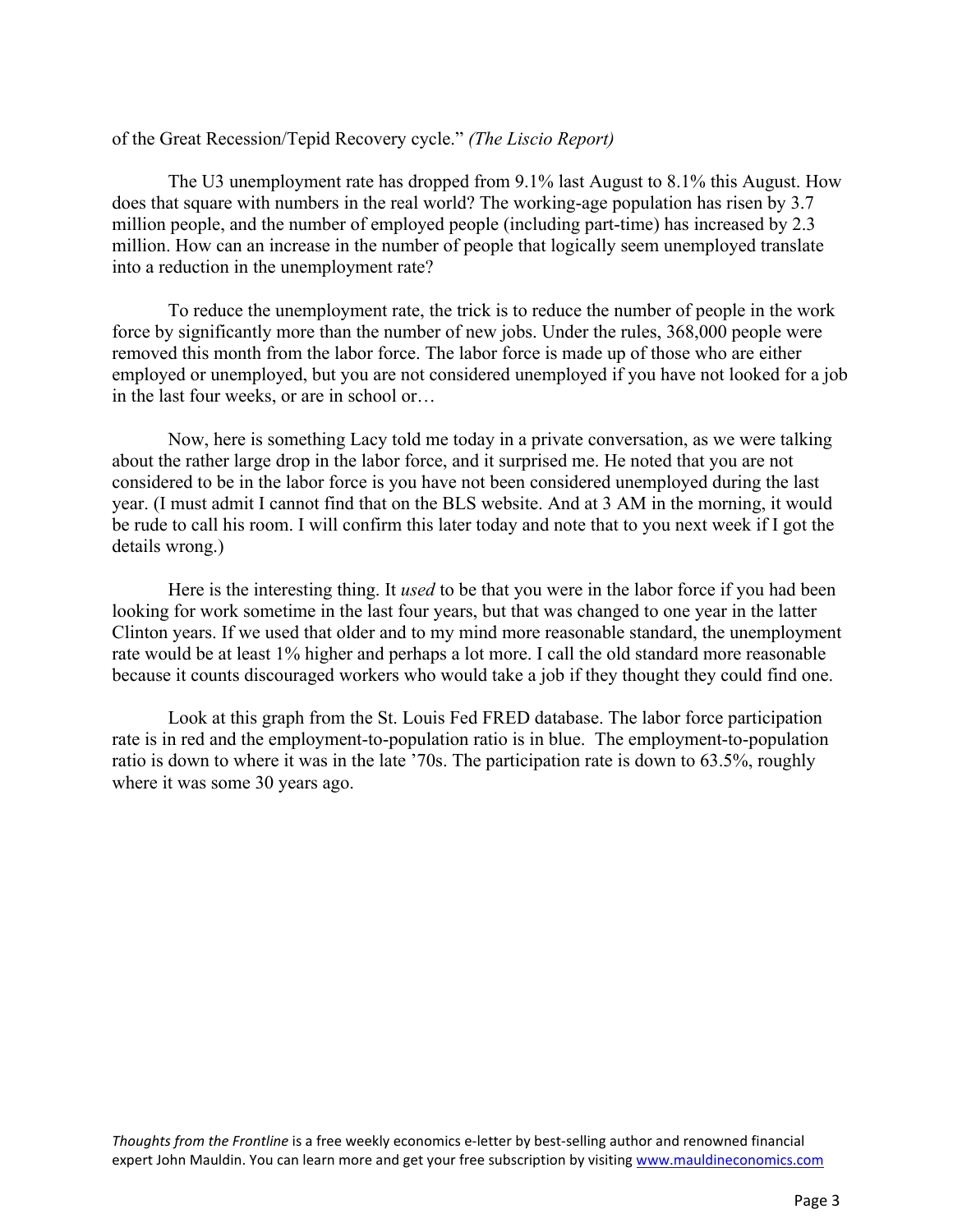of the Great Recession/Tepid Recovery cycle." *(The Liscio Report)*

The U3 unemployment rate has dropped from 9.1% last August to 8.1% this August. How does that square with numbers in the real world? The working-age population has risen by 3.7 million people, and the number of employed people (including part-time) has increased by 2.3 million. How can an increase in the number of people that logically seem unemployed translate into a reduction in the unemployment rate?

To reduce the unemployment rate, the trick is to reduce the number of people in the work force by significantly more than the number of new jobs. Under the rules, 368,000 people were removed this month from the labor force. The labor force is made up of those who are either employed or unemployed, but you are not considered unemployed if you have not looked for a job in the last four weeks, or are in school or…

Now, here is something Lacy told me today in a private conversation, as we were talking about the rather large drop in the labor force, and it surprised me. He noted that you are not considered to be in the labor force is you have not been considered unemployed during the last year. (I must admit I cannot find that on the BLS website. And at 3 AM in the morning, it would be rude to call his room. I will confirm this later today and note that to you next week if I got the details wrong.)

Here is the interesting thing. It *used* to be that you were in the labor force if you had been looking for work sometime in the last four years, but that was changed to one year in the latter Clinton years. If we used that older and to my mind more reasonable standard, the unemployment rate would be at least 1% higher and perhaps a lot more. I call the old standard more reasonable because it counts discouraged workers who would take a job if they thought they could find one.

Look at this graph from the St. Louis Fed FRED database. The labor force participation rate is in red and the employment-to-population ratio is in blue. The employment-to-population ratio is down to where it was in the late '70s. The participation rate is down to 63.5%, roughly where it was some 30 years ago.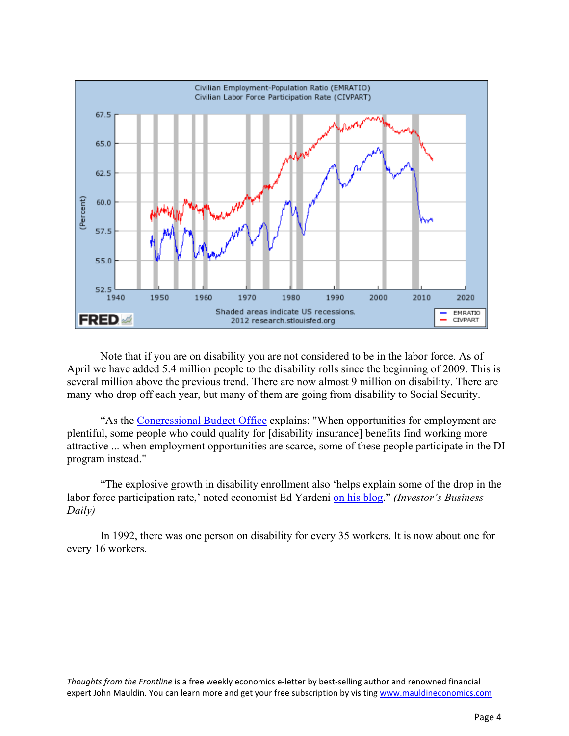Note that if you are on disability you are not considered to be in the labor force. As of April we have added 5.4 million people to the disability rolls since the beginning of 2009. This is several million above the previous trend. There are now almost 9 million on disability. There are many who drop off each year, but many of them are going from disability to Social Security.

"As the Congressional Budget Office explains: "When opportunities for employment are plentiful, some people who could quality for [disability insurance] benefits find working more attractive ... when employment opportunities are scarce, some of these people participate in the DI program instead."

"The explosive growth in disability enrollment also 'helps explain some of the drop in the labor force participation rate,' noted economist Ed Yardeni on his blog." *(Investor's Business Daily)*

In 1992, there was one person on disability for every 35 workers. It is now about one for every 16 workers.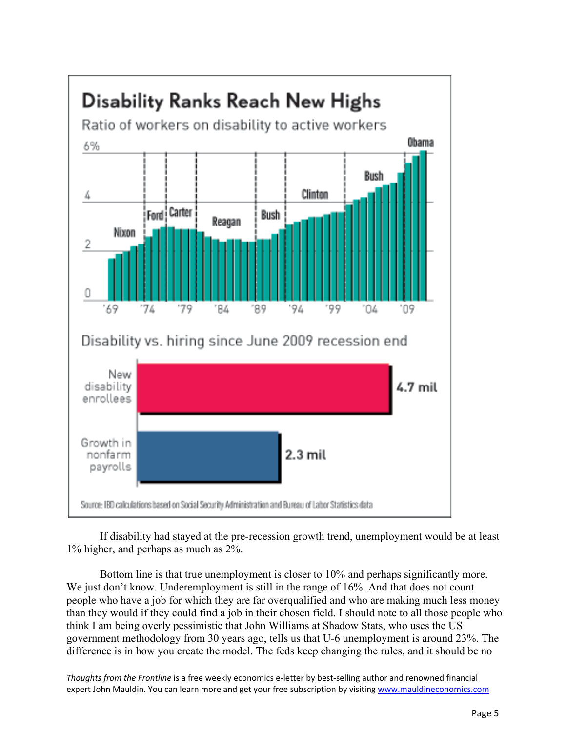**Disability Ranks Reach New Highs**

Ratio of workers on disability to active workers

**Disability vs. hiring since June 2009 recession end**

| | |
|---|---|
| New disability enrollees | 4.7 mil |
| Growth in nonfarm payrolls | 2.3 mil |

Source: IBD calculations based on Social Security Administration and Bureau of Labor Statistics data

If disability had stayed at the pre-recession growth trend, unemployment would be at least 1% higher, and perhaps as much as 2%.

Bottom line is that true unemployment is closer to 10% and perhaps significantly more. We just don't know. Underemployment is still in the range of 16%. And that does not count people who have a job for which they are far overqualified and who are making much less money than they would if they could find a job in their chosen field. I should note to all those people who think I am being overly pessimistic that John Williams at Shadow Stats, who uses the US government methodology from 30 years ago, tells us that U-6 unemployment is around 23%. The difference is in how you create the model. The feds keep changing the rules, and it should be no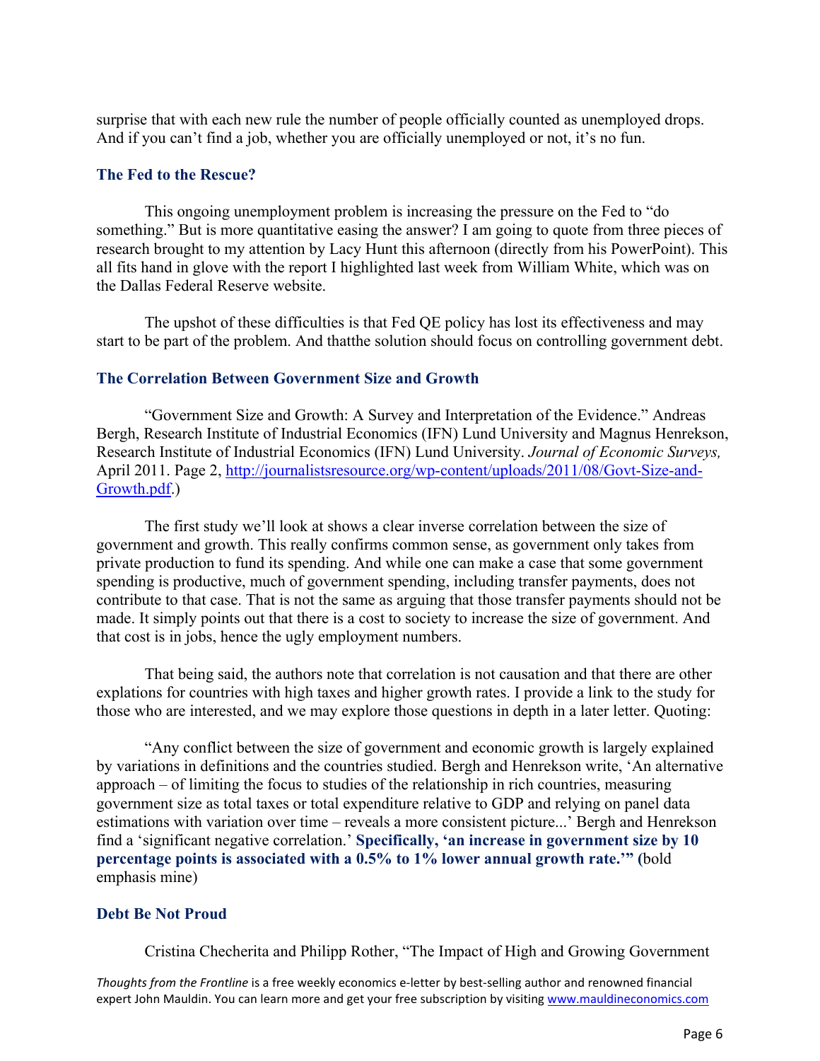surprise that with each new rule the number of people officially counted as unemployed drops. And if you can't find a job, whether you are officially unemployed or not, it's no fun.

### The Fed to the Rescue?

This ongoing unemployment problem is increasing the pressure on the Fed to "do something." But is more quantitative easing the answer? I am going to quote from three pieces of research brought to my attention by Lacy Hunt this afternoon (directly from his PowerPoint). This all fits hand in glove with the report I highlighted last week from William White, which was on the Dallas Federal Reserve website.

The upshot of these difficulties is that Fed QE policy has lost its effectiveness and may start to be part of the problem. And thatthe solution should focus on controlling government debt.

### The Correlation Between Government Size and Growth

"Government Size and Growth: A Survey and Interpretation of the Evidence." Andreas Bergh, Research Institute of Industrial Economics (IFN) Lund University and Magnus Henrekson, Research Institute of Industrial Economics (IFN) Lund University. *Journal of Economic Surveys,* April 2011. Page 2, http://journalistsresource.org/wp-content/uploads/2011/08/Govt-Size-and-Growth.pdf.)

The first study we'll look at shows a clear inverse correlation between the size of government and growth. This really confirms common sense, as government only takes from private production to fund its spending. And while one can make a case that some government spending is productive, much of government spending, including transfer payments, does not contribute to that case. That is not the same as arguing that those transfer payments should not be made. It simply points out that there is a cost to society to increase the size of government. And that cost is in jobs, hence the ugly employment numbers.

That being said, the authors note that correlation is not causation and that there are other explations for countries with high taxes and higher growth rates. I provide a link to the study for those who are interested, and we may explore those questions in depth in a later letter. Quoting:

"Any conflict between the size of government and economic growth is largely explained by variations in definitions and the countries studied. Bergh and Henrekson write, 'An alternative approach – of limiting the focus to studies of the relationship in rich countries, measuring government size as total taxes or total expenditure relative to GDP and relying on panel data estimations with variation over time – reveals a more consistent picture...' Bergh and Henrekson find a 'significant negative correlation.' **Specifically, 'an increase in government size by 10 percentage points is associated with a 0.5% to 1% lower annual growth rate.'" (** bold emphasis mine)

### Debt Be Not Proud

Cristina Checherita and Philipp Rother, "The Impact of High and Growing Government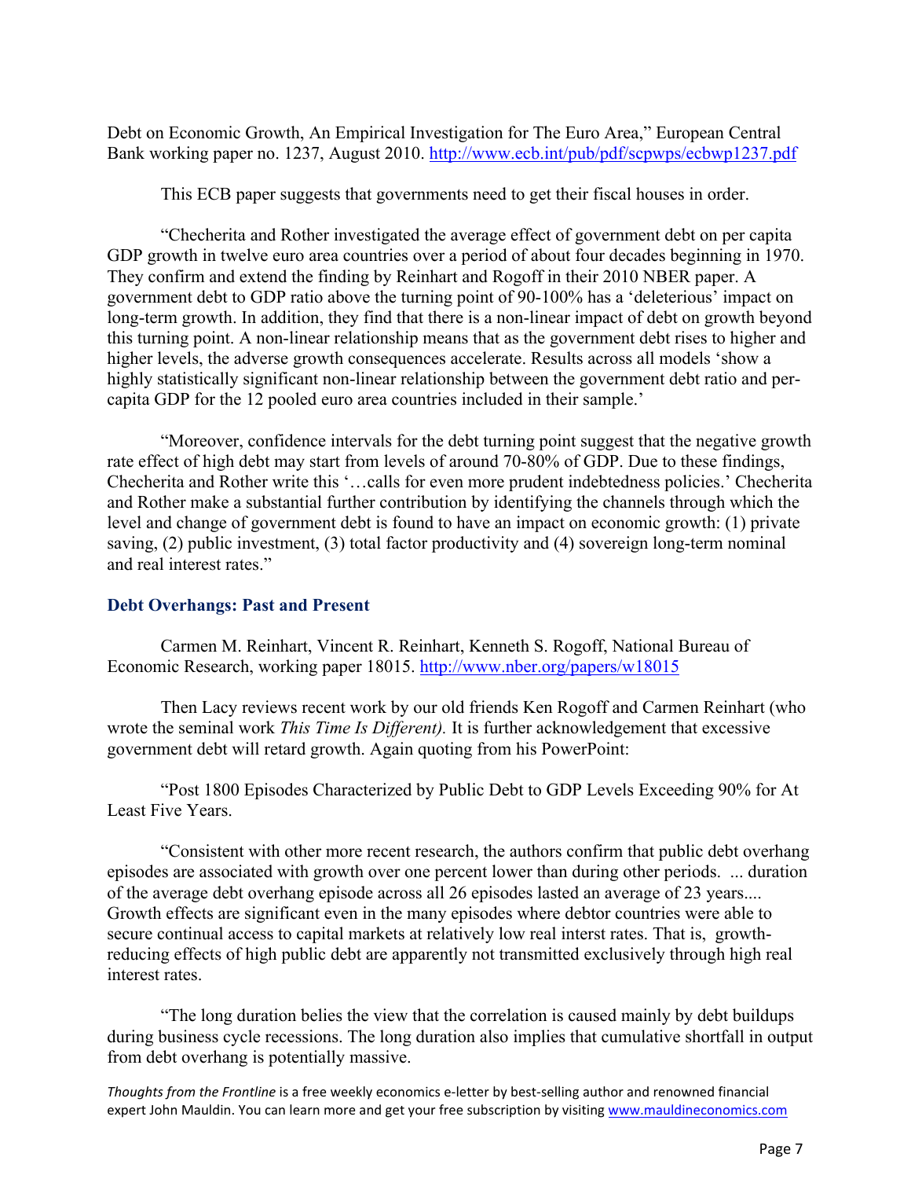Debt on Economic Growth, An Empirical Investigation for The Euro Area," European Central Bank working paper no. 1237, August 2010. http://www.ecb.int/pub/pdf/scpwps/ecbwp1237.pdf

This ECB paper suggests that governments need to get their fiscal houses in order.

"Checherita and Rother investigated the average effect of government debt on per capita GDP growth in twelve euro area countries over a period of about four decades beginning in 1970. They confirm and extend the finding by Reinhart and Rogoff in their 2010 NBER paper. A government debt to GDP ratio above the turning point of 90-100% has a 'deleterious' impact on long-term growth. In addition, they find that there is a non-linear impact of debt on growth beyond this turning point. A non-linear relationship means that as the government debt rises to higher and higher levels, the adverse growth consequences accelerate. Results across all models 'show a highly statistically significant non-linear relationship between the government debt ratio and per-capita GDP for the 12 pooled euro area countries included in their sample.'

"Moreover, confidence intervals for the debt turning point suggest that the negative growth rate effect of high debt may start from levels of around 70-80% of GDP. Due to these findings, Checherita and Rother write this '…calls for even more prudent indebtedness policies.' Checherita and Rother make a substantial further contribution by identifying the channels through which the level and change of government debt is found to have an impact on economic growth: (1) private saving, (2) public investment, (3) total factor productivity and (4) sovereign long-term nominal and real interest rates."

### Debt Overhangs: Past and Present

Carmen M. Reinhart, Vincent R. Reinhart, Kenneth S. Rogoff, National Bureau of Economic Research, working paper 18015. http://www.nber.org/papers/w18015

Then Lacy reviews recent work by our old friends Ken Rogoff and Carmen Reinhart (who wrote the seminal work *This Time Is Different).* It is further acknowledgement that excessive government debt will retard growth. Again quoting from his PowerPoint:

"Post 1800 Episodes Characterized by Public Debt to GDP Levels Exceeding 90% for At Least Five Years.

"Consistent with other more recent research, the authors confirm that public debt overhang episodes are associated with growth over one percent lower than during other periods. ... duration of the average debt overhang episode across all 26 episodes lasted an average of 23 years.... Growth effects are significant even in the many episodes where debtor countries were able to secure continual access to capital markets at relatively low real interst rates. That is, growth-reducing effects of high public debt are apparently not transmitted exclusively through high real interest rates.

"The long duration belies the view that the correlation is caused mainly by debt buildups during business cycle recessions. The long duration also implies that cumulative shortfall in output from debt overhang is potentially massive.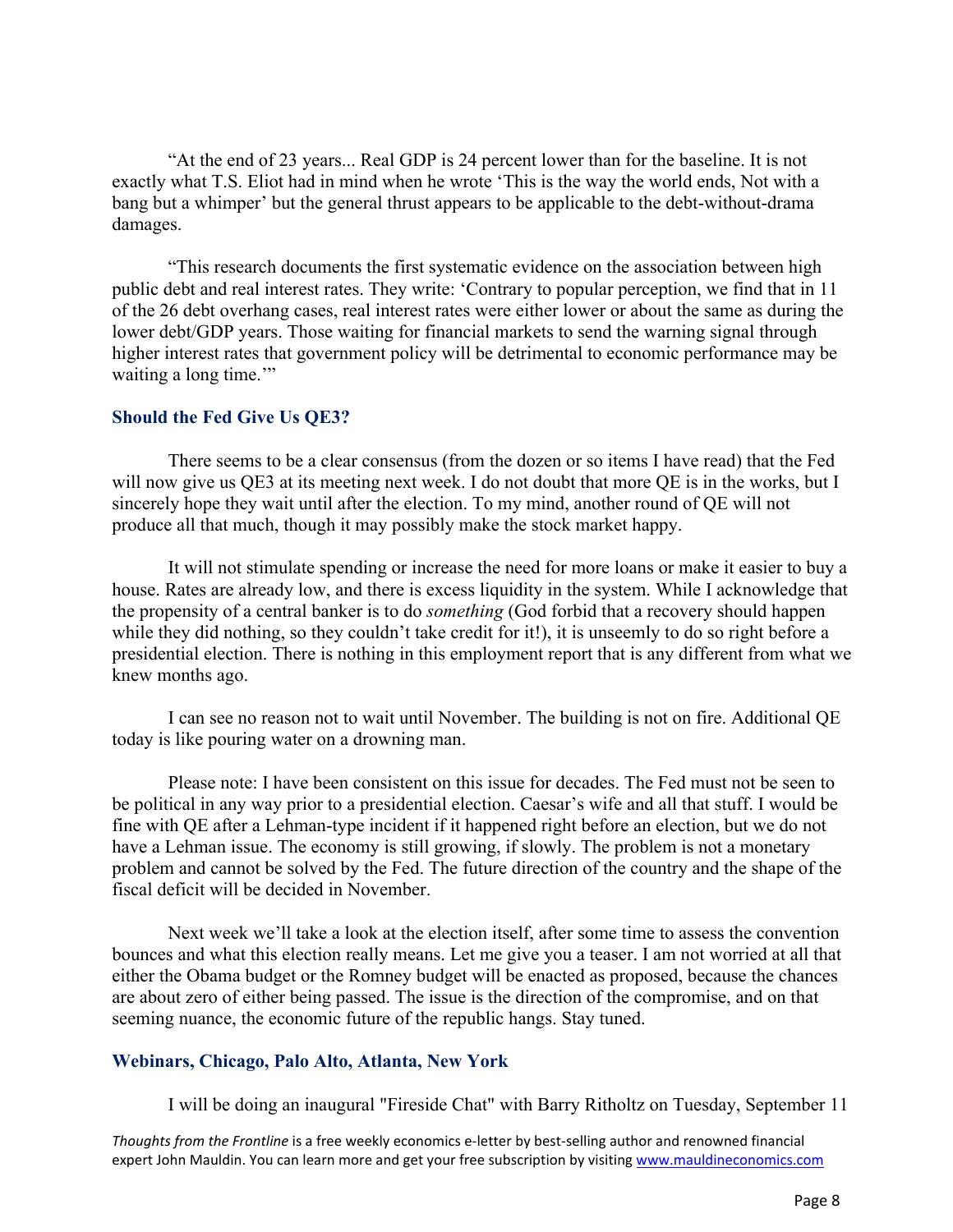"At the end of 23 years... Real GDP is 24 percent lower than for the baseline. It is not exactly what T.S. Eliot had in mind when he wrote 'This is the way the world ends, Not with a bang but a whimper' but the general thrust appears to be applicable to the debt-without-drama damages.

"This research documents the first systematic evidence on the association between high public debt and real interest rates. They write: 'Contrary to popular perception, we find that in 11 of the 26 debt overhang cases, real interest rates were either lower or about the same as during the lower debt/GDP years. Those waiting for financial markets to send the warning signal through higher interest rates that government policy will be detrimental to economic performance may be waiting a long time.'"

## Should the Fed Give Us QE3?

There seems to be a clear consensus (from the dozen or so items I have read) that the Fed will now give us QE3 at its meeting next week. I do not doubt that more QE is in the works, but I sincerely hope they wait until after the election. To my mind, another round of QE will not produce all that much, though it may possibly make the stock market happy.

It will not stimulate spending or increase the need for more loans or make it easier to buy a house. Rates are already low, and there is excess liquidity in the system. While I acknowledge that the propensity of a central banker is to do *something* (God forbid that a recovery should happen while they did nothing, so they couldn't take credit for it!), it is unseemly to do so right before a presidential election. There is nothing in this employment report that is any different from what we knew months ago.

I can see no reason not to wait until November. The building is not on fire. Additional QE today is like pouring water on a drowning man.

Please note: I have been consistent on this issue for decades. The Fed must not be seen to be political in any way prior to a presidential election. Caesar's wife and all that stuff. I would be fine with QE after a Lehman-type incident if it happened right before an election, but we do not have a Lehman issue. The economy is still growing, if slowly. The problem is not a monetary problem and cannot be solved by the Fed. The future direction of the country and the shape of the fiscal deficit will be decided in November.

Next week we'll take a look at the election itself, after some time to assess the convention bounces and what this election really means. Let me give you a teaser. I am not worried at all that either the Obama budget or the Romney budget will be enacted as proposed, because the chances are about zero of either being passed. The issue is the direction of the compromise, and on that seeming nuance, the economic future of the republic hangs. Stay tuned.

## Webinars, Chicago, Palo Alto, Atlanta, New York

I will be doing an inaugural "Fireside Chat" with Barry Ritholtz on Tuesday, September 11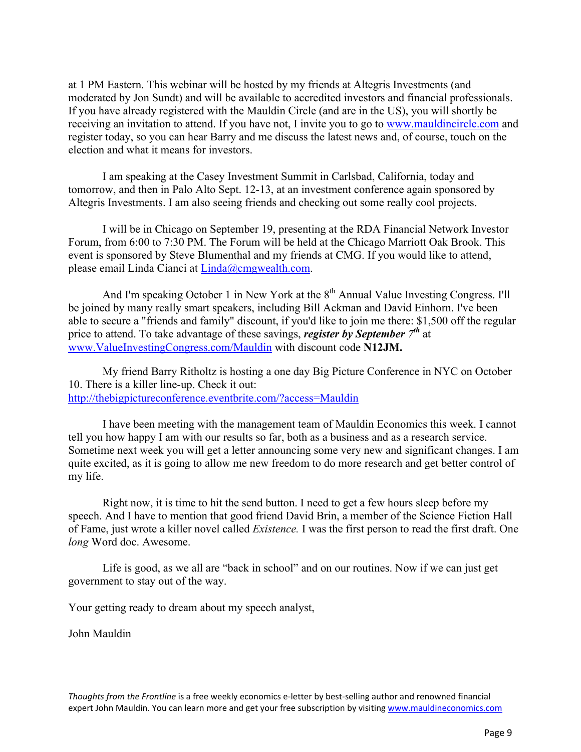at 1 PM Eastern. This webinar will be hosted by my friends at Altegris Investments (and moderated by Jon Sundt) and will be available to accredited investors and financial professionals. If you have already registered with the Mauldin Circle (and are in the US), you will shortly be receiving an invitation to attend. If you have not, I invite you to go to [www.mauldincircle.com](http://www.mauldincircle.com) and register today, so you can hear Barry and me discuss the latest news and, of course, touch on the election and what it means for investors.

I am speaking at the Casey Investment Summit in Carlsbad, California, today and tomorrow, and then in Palo Alto Sept. 12-13, at an investment conference again sponsored by Altegris Investments. I am also seeing friends and checking out some really cool projects.

I will be in Chicago on September 19, presenting at the RDA Financial Network Investor Forum, from 6:00 to 7:30 PM. The Forum will be held at the Chicago Marriott Oak Brook. This event is sponsored by Steve Blumenthal and my friends at CMG. If you would like to attend, please email Linda Cianci at [Linda@cmgwealth.com](mailto:Linda@cmgwealth.com).

And I'm speaking October 1 in New York at the 8th Annual Value Investing Congress. I'll be joined by many really smart speakers, including Bill Ackman and David Einhorn. I've been able to secure a "friends and family" discount, if you'd like to join me there: $1,500 off the regular price to attend. To take advantage of these savings, ***register by September 7th*** at [www.ValueInvestingCongress.com/Mauldin](http://www.ValueInvestingCongress.com/Mauldin) with discount code **N12JM.**

My friend Barry Ritholtz is hosting a one day Big Picture Conference in NYC on October 10. There is a killer line-up. Check it out: [http://thebigpictureconference.eventbrite.com/?access=Mauldin](http://thebigpictureconference.eventbrite.com/?access=Mauldin)

I have been meeting with the management team of Mauldin Economics this week. I cannot tell you how happy I am with our results so far, both as a business and as a research service. Sometime next week you will get a letter announcing some very new and significant changes. I am quite excited, as it is going to allow me new freedom to do more research and get better control of my life.

Right now, it is time to hit the send button. I need to get a few hours sleep before my speech. And I have to mention that good friend David Brin, a member of the Science Fiction Hall of Fame, just wrote a killer novel called *Existence.* I was the first person to read the first draft. One *long* Word doc. Awesome.

Life is good, as we all are "back in school" and on our routines. Now if we can just get government to stay out of the way.

Your getting ready to dream about my speech analyst,

John Mauldin

*Thoughts from the Frontline* is a free weekly economics e-letter by best-selling author and renowned financial expert John Mauldin. You can learn more and get your free subscription by visiting [www.mauldineconomics.com](http://www.mauldineconomics.com)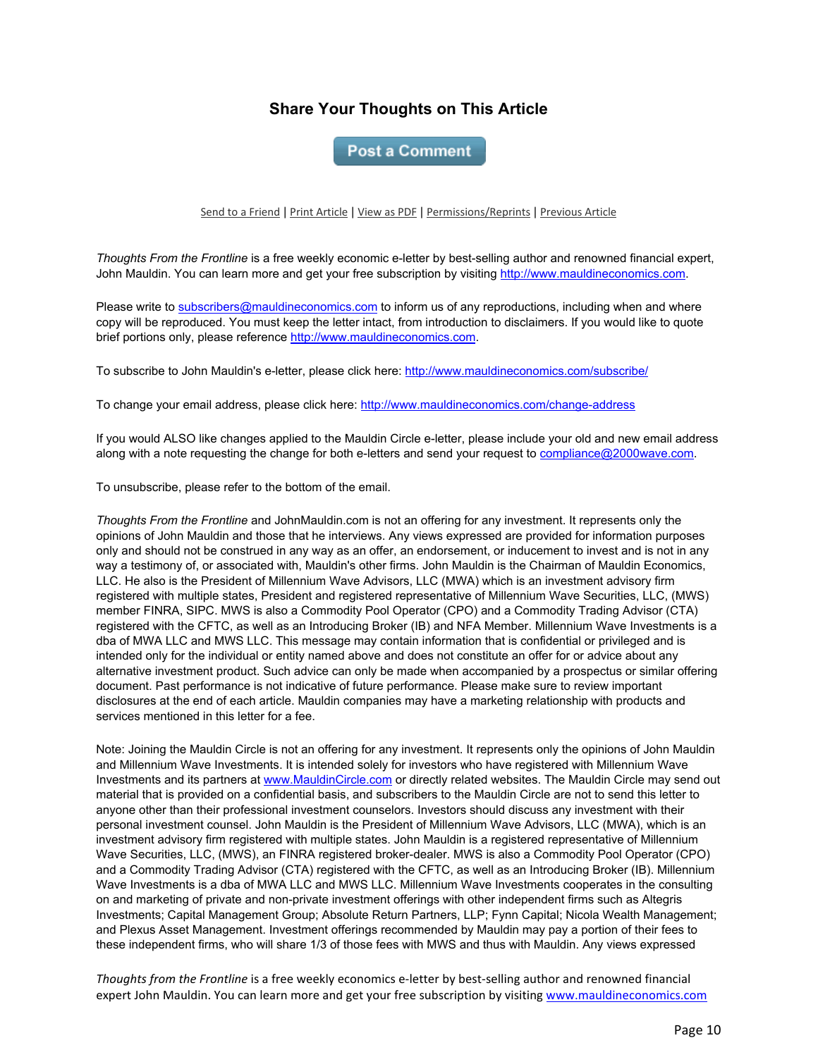## Share Your Thoughts on This Article

Post a Comment

Send to a Friend | Print Article | View as PDF | Permissions/Reprints | Previous Article

*Thoughts From the Frontline* is a free weekly economic e-letter by best-selling author and renowned financial expert, John Mauldin. You can learn more and get your free subscription by visiting http://www.mauldineconomics.com.

Please write to subscribers@mauldineconomics.com to inform us of any reproductions, including when and where copy will be reproduced. You must keep the letter intact, from introduction to disclaimers. If you would like to quote brief portions only, please reference http://www.mauldineconomics.com.

To subscribe to John Mauldin's e-letter, please click here: http://www.mauldineconomics.com/subscribe/

To change your email address, please click here: http://www.mauldineconomics.com/change-address

If you would ALSO like changes applied to the Mauldin Circle e-letter, please include your old and new email address along with a note requesting the change for both e-letters and send your request to compliance@2000wave.com.

To unsubscribe, please refer to the bottom of the email.

*Thoughts From the Frontline* and JohnMauldin.com is not an offering for any investment. It represents only the opinions of John Mauldin and those that he interviews. Any views expressed are provided for information purposes only and should not be construed in any way as an offer, an endorsement, or inducement to invest and is not in any way a testimony of, or associated with, Mauldin's other firms. John Mauldin is the Chairman of Mauldin Economics, LLC. He also is the President of Millennium Wave Advisors, LLC (MWA) which is an investment advisory firm registered with multiple states, President and registered representative of Millennium Wave Securities, LLC, (MWS) member FINRA, SIPC. MWS is also a Commodity Pool Operator (CPO) and a Commodity Trading Advisor (CTA) registered with the CFTC, as well as an Introducing Broker (IB) and NFA Member. Millennium Wave Investments is a dba of MWA LLC and MWS LLC. This message may contain information that is confidential or privileged and is intended only for the individual or entity named above and does not constitute an offer for or advice about any alternative investment product. Such advice can only be made when accompanied by a prospectus or similar offering document. Past performance is not indicative of future performance. Please make sure to review important disclosures at the end of each article. Mauldin companies may have a marketing relationship with products and services mentioned in this letter for a fee.

Note: Joining the Mauldin Circle is not an offering for any investment. It represents only the opinions of John Mauldin and Millennium Wave Investments. It is intended solely for investors who have registered with Millennium Wave Investments and its partners at www.MauldinCircle.com or directly related websites. The Mauldin Circle may send out material that is provided on a confidential basis, and subscribers to the Mauldin Circle are not to send this letter to anyone other than their professional investment counselors. Investors should discuss any investment with their personal investment counsel. John Mauldin is the President of Millennium Wave Advisors, LLC (MWA), which is an investment advisory firm registered with multiple states. John Mauldin is a registered representative of Millennium Wave Securities, LLC, (MWS), an FINRA registered broker-dealer. MWS is also a Commodity Pool Operator (CPO) and a Commodity Trading Advisor (CTA) registered with the CFTC, as well as an Introducing Broker (IB). Millennium Wave Investments is a dba of MWA LLC and MWS LLC. Millennium Wave Investments cooperates in the consulting on and marketing of private and non-private investment offerings with other independent firms such as Altegris Investments; Capital Management Group; Absolute Return Partners, LLP; Fynn Capital; Nicola Wealth Management; and Plexus Asset Management. Investment offerings recommended by Mauldin may pay a portion of their fees to these independent firms, who will share 1/3 of those fees with MWS and thus with Mauldin. Any views expressed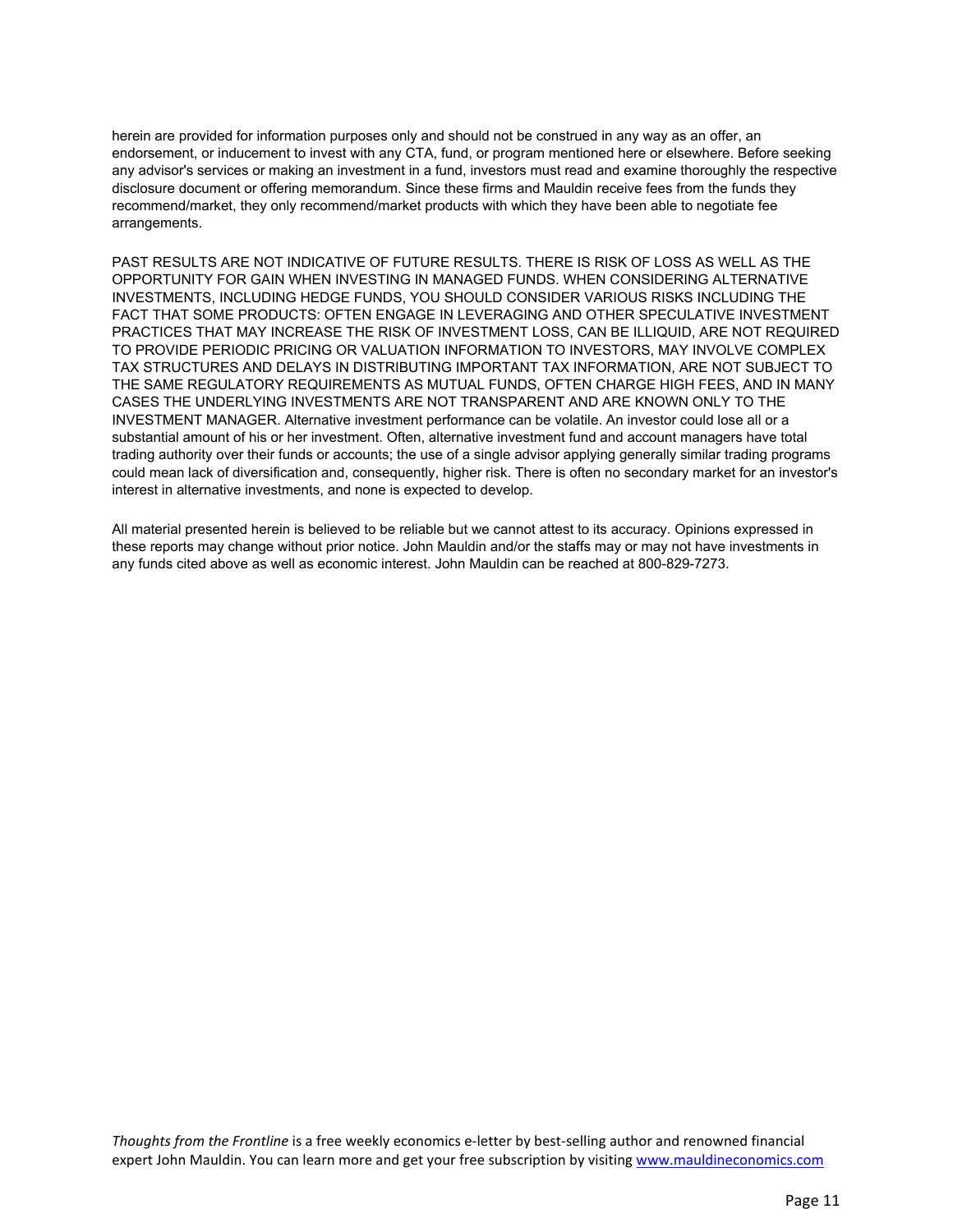herein are provided for information purposes only and should not be construed in any way as an offer, an endorsement, or inducement to invest with any CTA, fund, or program mentioned here or elsewhere. Before seeking any advisor's services or making an investment in a fund, investors must read and examine thoroughly the respective disclosure document or offering memorandum. Since these firms and Mauldin receive fees from the funds they recommend/market, they only recommend/market products with which they have been able to negotiate fee arrangements.

PAST RESULTS ARE NOT INDICATIVE OF FUTURE RESULTS. THERE IS RISK OF LOSS AS WELL AS THE OPPORTUNITY FOR GAIN WHEN INVESTING IN MANAGED FUNDS. WHEN CONSIDERING ALTERNATIVE INVESTMENTS, INCLUDING HEDGE FUNDS, YOU SHOULD CONSIDER VARIOUS RISKS INCLUDING THE FACT THAT SOME PRODUCTS: OFTEN ENGAGE IN LEVERAGING AND OTHER SPECULATIVE INVESTMENT PRACTICES THAT MAY INCREASE THE RISK OF INVESTMENT LOSS, CAN BE ILLIQUID, ARE NOT REQUIRED TO PROVIDE PERIODIC PRICING OR VALUATION INFORMATION TO INVESTORS, MAY INVOLVE COMPLEX TAX STRUCTURES AND DELAYS IN DISTRIBUTING IMPORTANT TAX INFORMATION, ARE NOT SUBJECT TO THE SAME REGULATORY REQUIREMENTS AS MUTUAL FUNDS, OFTEN CHARGE HIGH FEES, AND IN MANY CASES THE UNDERLYING INVESTMENTS ARE NOT TRANSPARENT AND ARE KNOWN ONLY TO THE INVESTMENT MANAGER. Alternative investment performance can be volatile. An investor could lose all or a substantial amount of his or her investment. Often, alternative investment fund and account managers have total trading authority over their funds or accounts; the use of a single advisor applying generally similar trading programs could mean lack of diversification and, consequently, higher risk. There is often no secondary market for an investor's interest in alternative investments, and none is expected to develop.

All material presented herein is believed to be reliable but we cannot attest to its accuracy. Opinions expressed in these reports may change without prior notice. John Mauldin and/or the staffs may or may not have investments in any funds cited above as well as economic interest. John Mauldin can be reached at 800-829-7273.

*Thoughts from the Frontline* is a free weekly economics e-letter by best-selling author and renowned financial expert John Mauldin. You can learn more and get your free subscription by visiting www.mauldineconomics.com